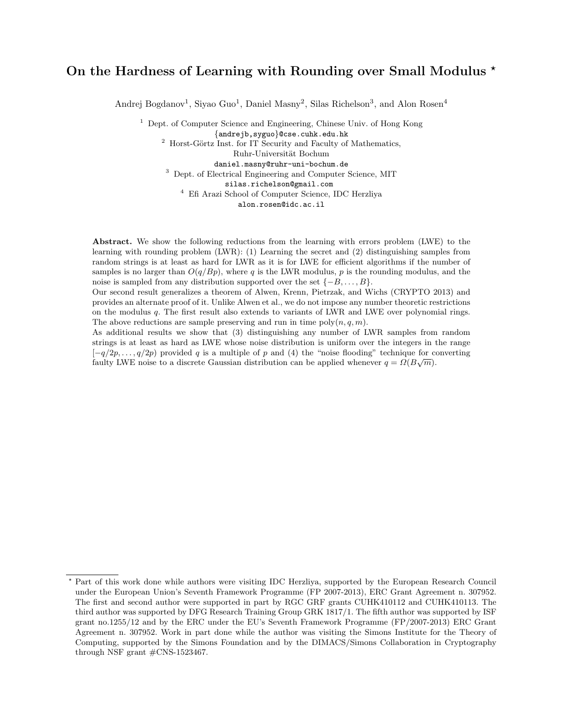# On the Hardness of Learning with Rounding over Small Modulus *

Andrej Bogdanov[1], Siyao Guo[1], Daniel Masny[2], Silas Richelson[3], and Alon Rosen[4]

[1] Dept. of Computer Science and Engineering, Chinese Univ. of Hong Kong
{andrejb,syguo}@cse.cuhk.edu.hk

[2] Horst-Görtz Inst. for IT Security and Faculty of Mathematics, Ruhr-Universität Bochum
daniel.masny@ruhr-uni-bochum.de

[3] Dept. of Electrical Engineering and Computer Science, MIT
silas.richelson@gmail.com

[4] Efi Arazi School of Computer Science, IDC Herzliya
alon.rosen@idc.ac.il

**Abstract.** We show the following reductions from the learning with errors problem (LWE) to the learning with rounding problem (LWR): (1) Learning the secret and (2) distinguishing samples from random strings is at least as hard for LWR as it is for LWE for efficient algorithms if the number of samples is no larger than $O(q/Bp)$, where $q$ is the LWR modulus, $p$ is the rounding modulus, and the noise is sampled from any distribution supported over the set $\{-B, \ldots, B\}$.

Our second result generalizes a theorem of Alwen, Krenn, Pietrzak, and Wichs (CRYPTO 2013) and provides an alternate proof of it. Unlike Alwen et al., we do not impose any number theoretic restrictions on the modulus $q$. The first result also extends to variants of LWR and LWE over polynomial rings. The above reductions are sample preserving and run in time $\text{poly}(n, q, m)$.

As additional results we show that (3) distinguishing any number of LWR samples from random strings is at least as hard as LWE whose noise distribution is uniform over the integers in the range $[-q/2p, \ldots, q/2p)$ provided $q$ is a multiple of $p$ and (4) the "noise flooding" technique for converting faulty LWE noise to a discrete Gaussian distribution can be applied whenever $q = \Omega(B\sqrt{m})$.

* Part of this work done while authors were visiting IDC Herzliya, supported by the European Research Council under the European Union's Seventh Framework Programme (FP 2007-2013), ERC Grant Agreement n. 307952. The first and second author were supported in part by RGC GRF grants CUHK410112 and CUHK410113. The third author was supported by DFG Research Training Group GRK 1817/1. The fifth author was supported by ISF grant no.1255/12 and by the ERC under the EU's Seventh Framework Programme (FP/2007-2013) ERC Grant Agreement n. 307952. Work in part done while the author was visiting the Simons Institute for the Theory of Computing, supported by the Simons Foundation and by the DIMACS/Simons Collaboration in Cryptography through NSF grant #CNS-1523467.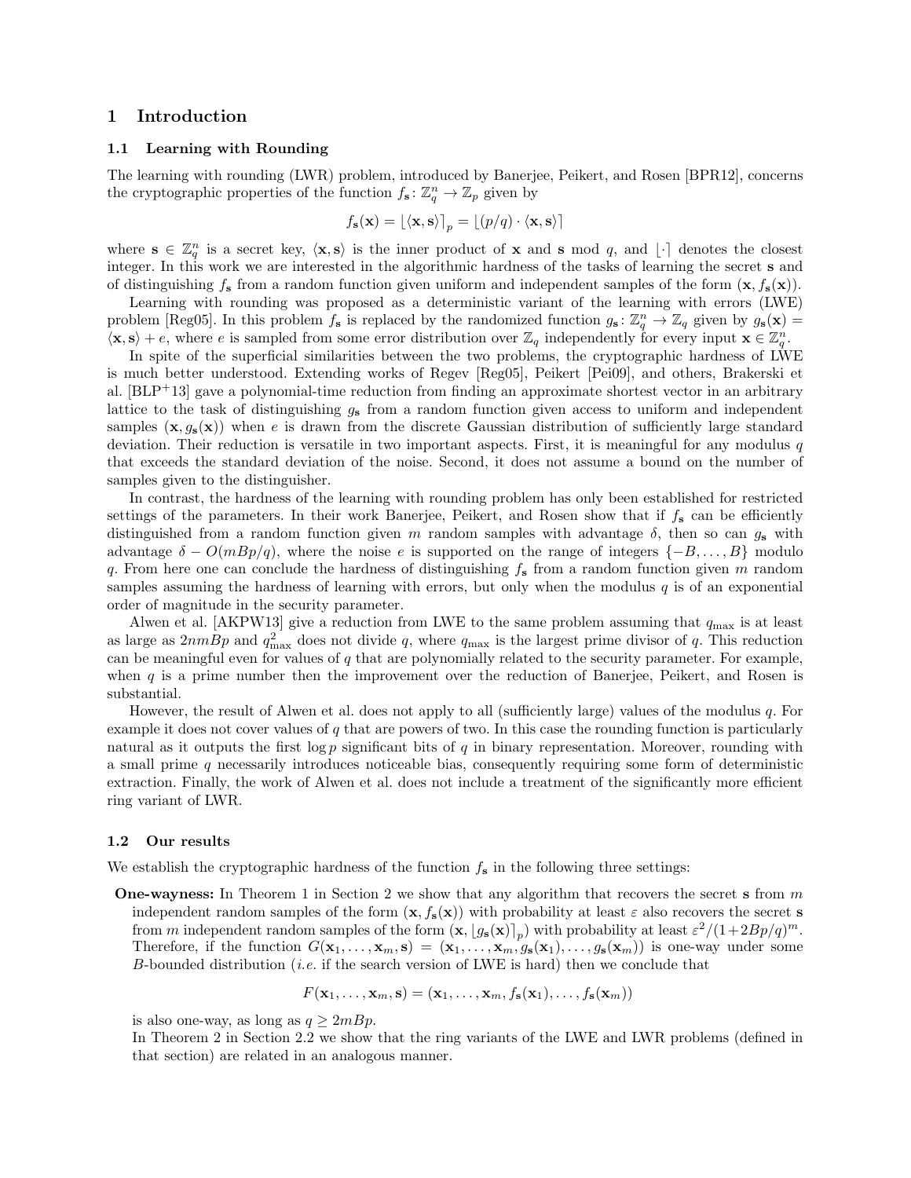# 1 Introduction

## 1.1 Learning with Rounding

The learning with rounding (LWR) problem, introduced by Banerjee, Peikert, and Rosen [BPR12], concerns the cryptographic properties of the function $f_{\mathbf{s}}\colon \mathbb{Z}_q^n \to \mathbb{Z}_p$ given by

$$f_{\mathbf{s}}(\mathbf{x}) = \lfloor \langle \mathbf{x}, \mathbf{s} \rangle \rceil_p = \lfloor (p/q) \cdot \langle \mathbf{x}, \mathbf{s} \rangle \rceil$$

where $\mathbf{s} \in \mathbb{Z}_q^n$ is a secret key, $\langle \mathbf{x}, \mathbf{s} \rangle$ is the inner product of $\mathbf{x}$ and $\mathbf{s}$ mod $q$, and $\lfloor \cdot \rceil$ denotes the closest integer. In this work we are interested in the algorithmic hardness of the tasks of learning the secret $\mathbf{s}$ and of distinguishing $f_{\mathbf{s}}$ from a random function given uniform and independent samples of the form $(\mathbf{x}, f_{\mathbf{s}}(\mathbf{x}))$.

Learning with rounding was proposed as a deterministic variant of the learning with errors (LWE) problem [Reg05]. In this problem $f_{\mathbf{s}}$ is replaced by the randomized function $g_{\mathbf{s}}\colon \mathbb{Z}_q^n \to \mathbb{Z}_q$ given by $g_{\mathbf{s}}(\mathbf{x}) = \langle \mathbf{x}, \mathbf{s} \rangle + e$, where $e$ is sampled from some error distribution over $\mathbb{Z}_q$ independently for every input $\mathbf{x} \in \mathbb{Z}_q^n$.

In spite of the superficial similarities between the two problems, the cryptographic hardness of LWE is much better understood. Extending works of Regev [Reg05], Peikert [Pei09], and others, Brakerski et al. [BLP+13] gave a polynomial-time reduction from finding an approximate shortest vector in an arbitrary lattice to the task of distinguishing $g_{\mathbf{s}}$ from a random function given access to uniform and independent samples $(\mathbf{x}, g_{\mathbf{s}}(\mathbf{x}))$ when $e$ is drawn from the discrete Gaussian distribution of sufficiently large standard deviation. Their reduction is versatile in two important aspects. First, it is meaningful for any modulus $q$ that exceeds the standard deviation of the noise. Second, it does not assume a bound on the number of samples given to the distinguisher.

In contrast, the hardness of the learning with rounding problem has only been established for restricted settings of the parameters. In their work Banerjee, Peikert, and Rosen show that if $f_{\mathbf{s}}$ can be efficiently distinguished from a random function given $m$ random samples with advantage $\delta$, then so can $g_{\mathbf{s}}$ with advantage $\delta - O(mBp/q)$, where the noise $e$ is supported on the range of integers $\{-B, \ldots, B\}$ modulo $q$. From here one can conclude the hardness of distinguishing $f_{\mathbf{s}}$ from a random function given $m$ random samples assuming the hardness of learning with errors, but only when the modulus $q$ is of an exponential order of magnitude in the security parameter.

Alwen et al. [AKPW13] give a reduction from LWE to the same problem assuming that $q_{\max}$ is at least as large as $2nmBp$ and $q_{\max}^2$ does not divide $q$, where $q_{\max}$ is the largest prime divisor of $q$. This reduction can be meaningful even for values of $q$ that are polynomially related to the security parameter. For example, when $q$ is a prime number then the improvement over the reduction of Banerjee, Peikert, and Rosen is substantial.

However, the result of Alwen et al. does not apply to all (sufficiently large) values of the modulus $q$. For example it does not cover values of $q$ that are powers of two. In this case the rounding function is particularly natural as it outputs the first $\log p$ significant bits of $q$ in binary representation. Moreover, rounding with a small prime $q$ necessarily introduces noticeable bias, consequently requiring some form of deterministic extraction. Finally, the work of Alwen et al. does not include a treatment of the significantly more efficient ring variant of LWR.

## 1.2 Our results

We establish the cryptographic hardness of the function $f_{\mathbf{s}}$ in the following three settings:

**One-wayness:** In Theorem 1 in Section 2 we show that any algorithm that recovers the secret $\mathbf{s}$ from $m$ independent random samples of the form $(\mathbf{x}, f_{\mathbf{s}}(\mathbf{x}))$ with probability at least $\varepsilon$ also recovers the secret $\mathbf{s}$ from $m$ independent random samples of the form $(\mathbf{x}, \lfloor g_{\mathbf{s}}(\mathbf{x}) \rceil_p)$ with probability at least $\varepsilon^2/(1+2Bp/q)^m$. Therefore, if the function $G(\mathbf{x}_1, \ldots, \mathbf{x}_m, \mathbf{s}) = (\mathbf{x}_1, \ldots, \mathbf{x}_m, g_{\mathbf{s}}(\mathbf{x}_1), \ldots, g_{\mathbf{s}}(\mathbf{x}_m))$ is one-way under some $B$-bounded distribution (*i.e.* if the search version of LWE is hard) then we conclude that

$$F(\mathbf{x}_1, \ldots, \mathbf{x}_m, \mathbf{s}) = (\mathbf{x}_1, \ldots, \mathbf{x}_m, f_{\mathbf{s}}(\mathbf{x}_1), \ldots, f_{\mathbf{s}}(\mathbf{x}_m))$$

is also one-way, as long as $q \geq 2mBp$.

In Theorem 2 in Section 2.2 we show that the ring variants of the LWE and LWR problems (defined in that section) are related in an analogous manner.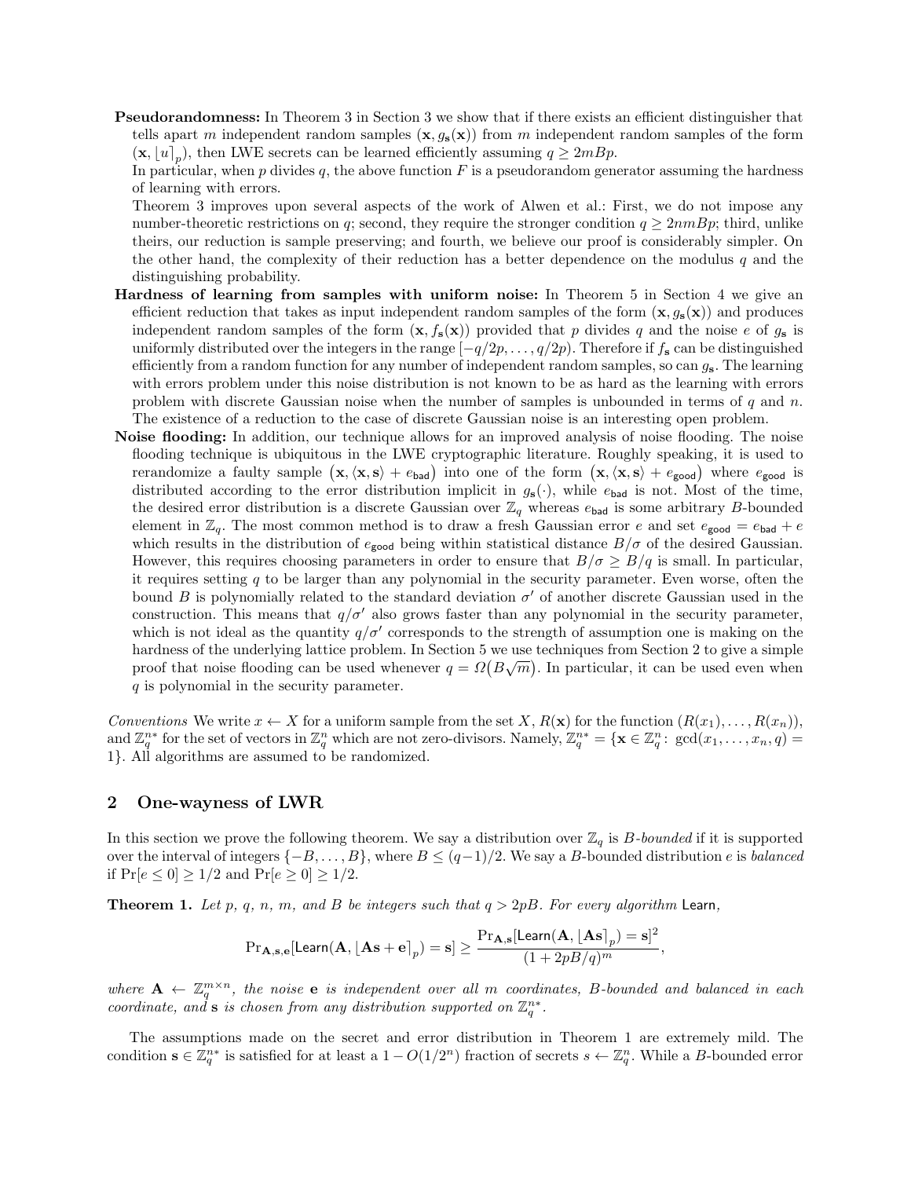**Pseudorandomness:** In Theorem 3 in Section 3 we show that if there exists an efficient distinguisher that tells apart $m$ independent random samples $(\mathbf{x}, g_{\mathbf{s}}(\mathbf{x}))$ from $m$ independent random samples of the form $(\mathbf{x}, \lfloor u \rceil_p)$, then LWE secrets can be learned efficiently assuming $q \geq 2mBp$.

In particular, when $p$ divides $q$, the above function $F$ is a pseudorandom generator assuming the hardness of learning with errors.

Theorem 3 improves upon several aspects of the work of Alwen et al.: First, we do not impose any number-theoretic restrictions on $q$; second, they require the stronger condition $q \geq 2nmBp$; third, unlike theirs, our reduction is sample preserving; and fourth, we believe our proof is considerably simpler. On the other hand, the complexity of their reduction has a better dependence on the modulus $q$ and the distinguishing probability.

**Hardness of learning from samples with uniform noise:** In Theorem 5 in Section 4 we give an efficient reduction that takes as input independent random samples of the form $(\mathbf{x}, g_{\mathbf{s}}(\mathbf{x}))$ and produces independent random samples of the form $(\mathbf{x}, f_{\mathbf{s}}(\mathbf{x}))$ provided that $p$ divides $q$ and the noise $e$ of $g_{\mathbf{s}}$ is uniformly distributed over the integers in the range $[-q/2p, \ldots, q/2p)$. Therefore if $f_{\mathbf{s}}$ can be distinguished efficiently from a random function for any number of independent random samples, so can $g_{\mathbf{s}}$. The learning with errors problem under this noise distribution is not known to be as hard as the learning with errors problem with discrete Gaussian noise when the number of samples is unbounded in terms of $q$ and $n$. The existence of a reduction to the case of discrete Gaussian noise is an interesting open problem.

**Noise flooding:** In addition, our technique allows for an improved analysis of noise flooding. The noise flooding technique is ubiquitous in the LWE cryptographic literature. Roughly speaking, it is used to rerandomize a faulty sample $(\mathbf{x}, \langle \mathbf{x}, \mathbf{s} \rangle + e_{\mathsf{bad}})$ into one of the form $(\mathbf{x}, \langle \mathbf{x}, \mathbf{s} \rangle + e_{\mathsf{good}})$ where $e_{\mathsf{good}}$ is distributed according to the error distribution implicit in $g_{\mathbf{s}}(\cdot)$, while $e_{\mathsf{bad}}$ is not. Most of the time, the desired error distribution is a discrete Gaussian over $\mathbb{Z}_q$ whereas $e_{\mathsf{bad}}$ is some arbitrary $B$-bounded element in $\mathbb{Z}_q$. The most common method is to draw a fresh Gaussian error $e$ and set $e_{\mathsf{good}} = e_{\mathsf{bad}} + e$ which results in the distribution of $e_{\mathsf{good}}$ being within statistical distance $B/\sigma$ of the desired Gaussian. However, this requires choosing parameters in order to ensure that $B/\sigma \geq B/q$ is small. In particular, it requires setting $q$ to be larger than any polynomial in the security parameter. Even worse, often the bound $B$ is polynomially related to the standard deviation $\sigma'$ of another discrete Gaussian used in the construction. This means that $q/\sigma'$ also grows faster than any polynomial in the security parameter, which is not ideal as the quantity $q/\sigma'$ corresponds to the strength of assumption one is making on the hardness of the underlying lattice problem. In Section 5 we use techniques from Section 2 to give a simple proof that noise flooding can be used whenever $q = \Omega(B\sqrt{m})$. In particular, it can be used even when $q$ is polynomial in the security parameter.

*Conventions* We write $x \leftarrow X$ for a uniform sample from the set $X$, $R(\mathbf{x})$ for the function $(R(x_1), \ldots, R(x_n))$, and $\mathbb{Z}_q^{n*}$ for the set of vectors in $\mathbb{Z}_q^n$ which are not zero-divisors. Namely, $\mathbb{Z}_q^{n*} = \{\mathbf{x} \in \mathbb{Z}_q^n \colon \gcd(x_1, \ldots, x_n, q) = 1\}$. All algorithms are assumed to be randomized.

## 2 One-wayness of LWR

In this section we prove the following theorem. We say a distribution over $\mathbb{Z}_q$ is *$B$-bounded* if it is supported over the interval of integers $\{-B, \ldots, B\}$, where $B \leq (q-1)/2$. We say a $B$-bounded distribution $e$ is *balanced* if $\Pr[e \leq 0] \geq 1/2$ and $\Pr[e \geq 0] \geq 1/2$.

**Theorem 1.** *Let $p$, $q$, $n$, $m$, and $B$ be integers such that $q > 2pB$. For every algorithm* $\mathsf{Learn}$,

$$\Pr_{\mathbf{A},\mathbf{s},\mathbf{e}}[\mathsf{Learn}(\mathbf{A}, \lfloor \mathbf{A}\mathbf{s} + \mathbf{e} \rceil_p) = \mathbf{s}] \geq \frac{\Pr_{\mathbf{A},\mathbf{s}}[\mathsf{Learn}(\mathbf{A}, \lfloor \mathbf{A}\mathbf{s} \rceil_p) = \mathbf{s}]^2}{(1 + 2pB/q)^m},$$

*where $\mathbf{A} \leftarrow \mathbb{Z}_q^{m \times n}$, the noise $\mathbf{e}$ is independent over all $m$ coordinates, $B$-bounded and balanced in each coordinate, and $\mathbf{s}$ is chosen from any distribution supported on $\mathbb{Z}_q^{n*}$.*

The assumptions made on the secret and error distribution in Theorem 1 are extremely mild. The condition $\mathbf{s} \in \mathbb{Z}_q^{n*}$ is satisfied for at least a $1 - O(1/2^n)$ fraction of secrets $s \leftarrow \mathbb{Z}_q^n$. While a $B$-bounded error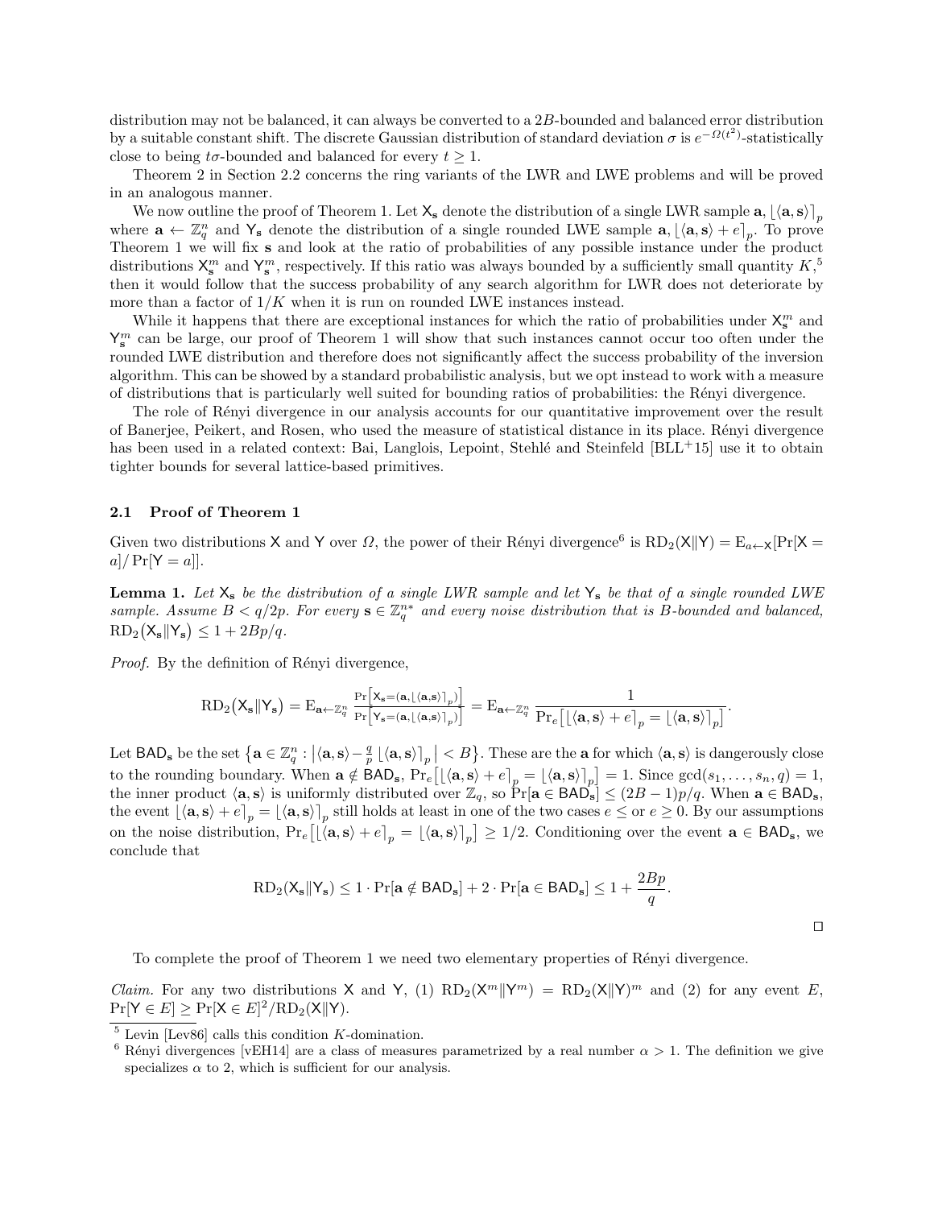distribution may not be balanced, it can always be converted to a $2B$-bounded and balanced error distribution by a suitable constant shift. The discrete Gaussian distribution of standard deviation $\sigma$ is $e^{-\Omega(t^2)}$-statistically close to being $t\sigma$-bounded and balanced for every $t \geq 1$.

Theorem 2 in Section 2.2 concerns the ring variants of the LWR and LWE problems and will be proved in an analogous manner.

We now outline the proof of Theorem 1. Let $\mathsf{X}_\mathbf{s}$ denote the distribution of a single LWR sample $\mathbf{a}, \lfloor\langle\mathbf{a},\mathbf{s}\rangle\rceil_p$ where $\mathbf{a} \leftarrow \mathbb{Z}_q^n$ and $\mathsf{Y}_\mathbf{s}$ denote the distribution of a single rounded LWE sample $\mathbf{a}, \lfloor\langle\mathbf{a},\mathbf{s}\rangle + e\rceil_p$. To prove Theorem 1 we will fix $\mathbf{s}$ and look at the ratio of probabilities of any possible instance under the product distributions $\mathsf{X}_\mathbf{s}^m$ and $\mathsf{Y}_\mathbf{s}^m$, respectively. If this ratio was always bounded by a sufficiently small quantity $K$,[5] then it would follow that the success probability of any search algorithm for LWR does not deteriorate by more than a factor of $1/K$ when it is run on rounded LWE instances instead.

While it happens that there are exceptional instances for which the ratio of probabilities under $\mathsf{X}_\mathbf{s}^m$ and $\mathsf{Y}_\mathbf{s}^m$ can be large, our proof of Theorem 1 will show that such instances cannot occur too often under the rounded LWE distribution and therefore does not significantly affect the success probability of the inversion algorithm. This can be showed by a standard probabilistic analysis, but we opt instead to work with a measure of distributions that is particularly well suited for bounding ratios of probabilities: the Rényi divergence.

The role of Rényi divergence in our analysis accounts for our quantitative improvement over the result of Banerjee, Peikert, and Rosen, who used the measure of statistical distance in its place. Rényi divergence has been used in a related context: Bai, Langlois, Lepoint, Stehlé and Steinfeld [BLL+15] use it to obtain tighter bounds for several lattice-based primitives.

### 2.1 Proof of Theorem 1

Given two distributions $\mathsf{X}$ and $\mathsf{Y}$ over $\Omega$, the power of their Rényi divergence[6] is $\mathrm{RD}_2(\mathsf{X}\|\mathsf{Y}) = \mathrm{E}_{a\leftarrow\mathsf{X}}[\Pr[\mathsf{X} = a]/\Pr[\mathsf{Y} = a]]$.

**Lemma 1.** *Let $\mathsf{X}_\mathbf{s}$ be the distribution of a single LWR sample and let $\mathsf{Y}_\mathbf{s}$ be that of a single rounded LWE sample. Assume $B < q/2p$. For every $\mathbf{s} \in \mathbb{Z}_q^{n*}$ and every noise distribution that is $B$-bounded and balanced, $\mathrm{RD}_2(\mathsf{X}_\mathbf{s}\|\mathsf{Y}_\mathbf{s}) \leq 1 + 2Bp/q$.*

*Proof.* By the definition of Rényi divergence,

$$\mathrm{RD}_2(\mathsf{X}_\mathbf{s}\|\mathsf{Y}_\mathbf{s}) = \mathrm{E}_{\mathbf{a}\leftarrow\mathbb{Z}_q^n} \frac{\Pr\left[\mathsf{X}_\mathbf{s}=(\mathbf{a},\lfloor\langle\mathbf{a},\mathbf{s}\rangle\rceil_p)\right]}{\Pr\left[\mathsf{Y}_\mathbf{s}=(\mathbf{a},\lfloor\langle\mathbf{a},\mathbf{s}\rangle\rceil_p)\right]} = \mathrm{E}_{\mathbf{a}\leftarrow\mathbb{Z}_q^n} \frac{1}{\Pr_e\left[\lfloor\langle\mathbf{a},\mathbf{s}\rangle + e\rceil_p = \lfloor\langle\mathbf{a},\mathbf{s}\rangle\rceil_p\right]}.$$

Let $\mathsf{BAD}_\mathbf{s}$ be the set $\left\{\mathbf{a} \in \mathbb{Z}_q^n : \left|\langle\mathbf{a},\mathbf{s}\rangle - \frac{q}{p}\lfloor\langle\mathbf{a},\mathbf{s}\rangle\rceil_p\right| < B\right\}$. These are the $\mathbf{a}$ for which $\langle\mathbf{a},\mathbf{s}\rangle$ is dangerously close to the rounding boundary. When $\mathbf{a} \notin \mathsf{BAD}_\mathbf{s}$, $\Pr_e\left[\lfloor\langle\mathbf{a},\mathbf{s}\rangle + e\rceil_p = \lfloor\langle\mathbf{a},\mathbf{s}\rangle\rceil_p\right] = 1$. Since $\gcd(s_1,\ldots,s_n,q) = 1$, the inner product $\langle\mathbf{a},\mathbf{s}\rangle$ is uniformly distributed over $\mathbb{Z}_q$, so $\Pr[\mathbf{a} \in \mathsf{BAD}_\mathbf{s}] \leq (2B-1)p/q$. When $\mathbf{a} \in \mathsf{BAD}_\mathbf{s}$, the event $\lfloor\langle\mathbf{a},\mathbf{s}\rangle + e\rceil_p = \lfloor\langle\mathbf{a},\mathbf{s}\rangle\rceil_p$ still holds at least in one of the two cases $e \leq$ or $e \geq 0$. By our assumptions on the noise distribution, $\Pr_e\left[\lfloor\langle\mathbf{a},\mathbf{s}\rangle + e\rceil_p = \lfloor\langle\mathbf{a},\mathbf{s}\rangle\rceil_p\right] \geq 1/2$. Conditioning over the event $\mathbf{a} \in \mathsf{BAD}_\mathbf{s}$, we conclude that

$$\mathrm{RD}_2(\mathsf{X}_\mathbf{s}\|\mathsf{Y}_\mathbf{s}) \leq 1 \cdot \Pr[\mathbf{a} \notin \mathsf{BAD}_\mathbf{s}] + 2 \cdot \Pr[\mathbf{a} \in \mathsf{BAD}_\mathbf{s}] \leq 1 + \frac{2Bp}{q}.$$

□

To complete the proof of Theorem 1 we need two elementary properties of Rényi divergence.

*Claim.* For any two distributions $\mathsf{X}$ and $\mathsf{Y}$, (1) $\mathrm{RD}_2(\mathsf{X}^m\|\mathsf{Y}^m) = \mathrm{RD}_2(\mathsf{X}\|\mathsf{Y})^m$ and (2) for any event $E$, $\Pr[\mathsf{Y} \in E] \geq \Pr[\mathsf{X} \in E]^2/\mathrm{RD}_2(\mathsf{X}\|\mathsf{Y})$.

[5] Levin [Lev86] calls this condition $K$-domination.

[6] Rényi divergences [vEH14] are a class of measures parametrized by a real number $\alpha > 1$. The definition we give specializes $\alpha$ to 2, which is sufficient for our analysis.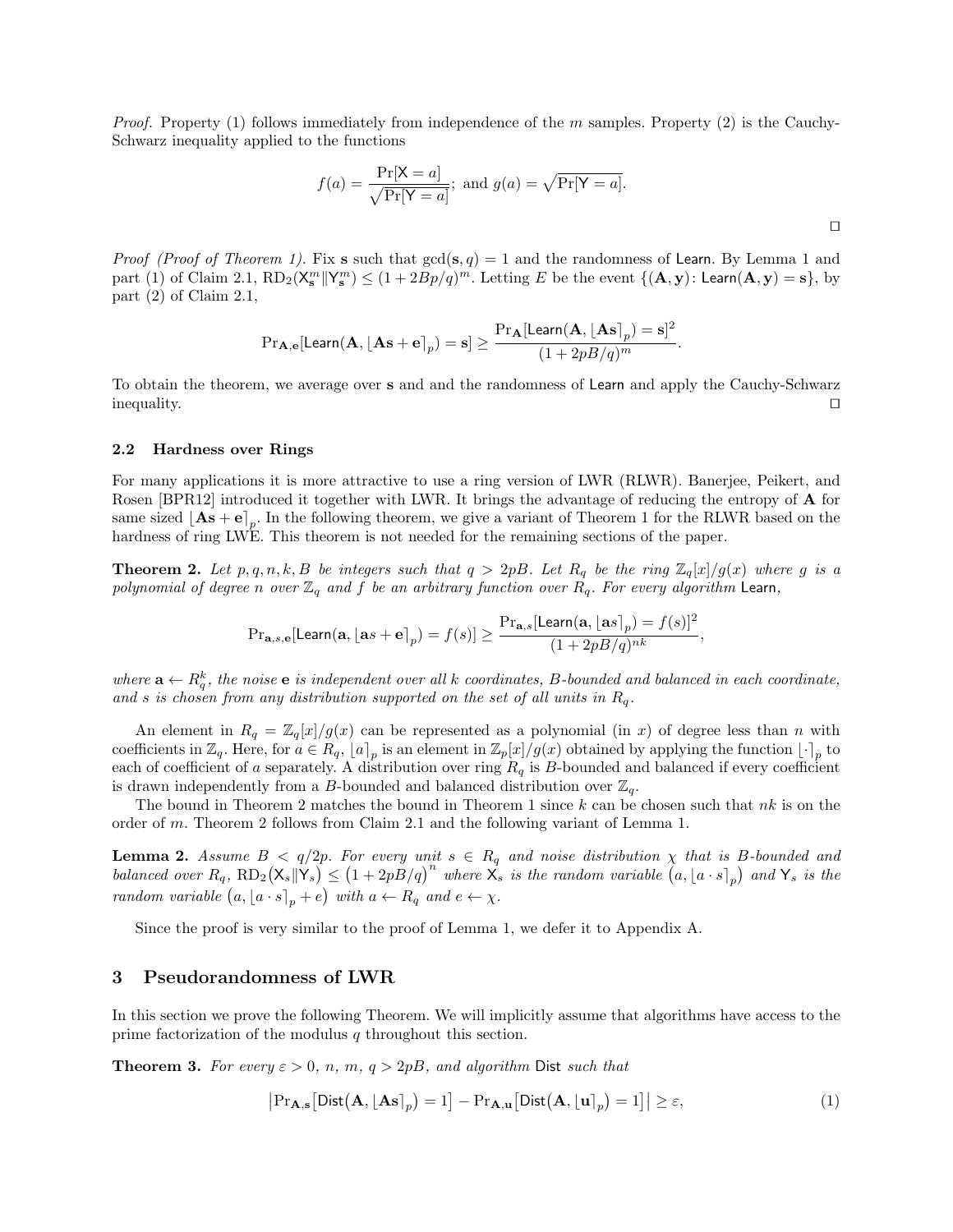*Proof.* Property (1) follows immediately from independence of the $m$ samples. Property (2) is the Cauchy-Schwarz inequality applied to the functions

$$f(a) = \frac{\Pr[\mathsf{X} = a]}{\sqrt{\Pr[\mathsf{Y} = a]}}; \text{ and } g(a) = \sqrt{\Pr[\mathsf{Y} = a]}.$$

□

*Proof (Proof of Theorem 1).* Fix $\mathbf{s}$ such that $\gcd(\mathbf{s}, q) = 1$ and the randomness of $\mathsf{Learn}$. By Lemma 1 and part (1) of Claim 2.1, $\mathrm{RD}_2(\mathsf{X}_\mathbf{s}^m \| \mathsf{Y}_\mathbf{s}^m) \leq (1 + 2Bp/q)^m$. Letting $E$ be the event $\{(\mathbf{A}, \mathbf{y}) \colon \mathsf{Learn}(\mathbf{A}, \mathbf{y}) = \mathbf{s}\}$, by part (2) of Claim 2.1,

$$\Pr_{\mathbf{A},\mathbf{e}}[\mathsf{Learn}(\mathbf{A}, \lfloor \mathbf{A}\mathbf{s} + \mathbf{e} \rceil_p) = \mathbf{s}] \geq \frac{\Pr_\mathbf{A}[\mathsf{Learn}(\mathbf{A}, \lfloor \mathbf{A}\mathbf{s} \rceil_p) = \mathbf{s}]^2}{(1 + 2pB/q)^m}.$$

To obtain the theorem, we average over $\mathbf{s}$ and and the randomness of $\mathsf{Learn}$ and apply the Cauchy-Schwarz inequality. □

### 2.2 Hardness over Rings

For many applications it is more attractive to use a ring version of LWR (RLWR). Banerjee, Peikert, and Rosen [BPR12] introduced it together with LWR. It brings the advantage of reducing the entropy of $\mathbf{A}$ for same sized $\lfloor \mathbf{A}\mathbf{s} + \mathbf{e} \rceil_p$. In the following theorem, we give a variant of Theorem 1 for the RLWR based on the hardness of ring LWE. This theorem is not needed for the remaining sections of the paper.

**Theorem 2.** *Let $p, q, n, k, B$ be integers such that $q > 2pB$. Let $R_q$ be the ring $\mathbb{Z}_q[x]/g(x)$ where $g$ is a polynomial of degree $n$ over $\mathbb{Z}_q$ and $f$ be an arbitrary function over $R_q$. For every algorithm $\mathsf{Learn}$,*

$$\Pr_{\mathbf{a},s,\mathbf{e}}[\mathsf{Learn}(\mathbf{a}, \lfloor \mathbf{a}s + \mathbf{e} \rceil_p) = f(s)] \geq \frac{\Pr_{\mathbf{a},s}[\mathsf{Learn}(\mathbf{a}, \lfloor \mathbf{a}s \rceil_p) = f(s)]^2}{(1 + 2pB/q)^{nk}},$$

*where $\mathbf{a} \leftarrow R_q^k$, the noise $\mathbf{e}$ is independent over all $k$ coordinates, $B$-bounded and balanced in each coordinate, and $s$ is chosen from any distribution supported on the set of all units in $R_q$.*

An element in $R_q = \mathbb{Z}_q[x]/g(x)$ can be represented as a polynomial (in $x$) of degree less than $n$ with coefficients in $\mathbb{Z}_q$. Here, for $a \in R_q$, $\lfloor a \rceil_p$ is an element in $\mathbb{Z}_p[x]/g(x)$ obtained by applying the function $\lfloor \cdot \rceil_p$ to each of coefficient of $a$ separately. A distribution over ring $R_q$ is $B$-bounded and balanced if every coefficient is drawn independently from a $B$-bounded and balanced distribution over $\mathbb{Z}_q$.

The bound in Theorem 2 matches the bound in Theorem 1 since $k$ can be chosen such that $nk$ is on the order of $m$. Theorem 2 follows from Claim 2.1 and the following variant of Lemma 1.

**Lemma 2.** *Assume $B < q/2p$. For every unit $s \in R_q$ and noise distribution $\chi$ that is $B$-bounded and balanced over $R_q$, $\mathrm{RD}_2(\mathsf{X}_s \| \mathsf{Y}_s) \leq \left(1 + 2pB/q\right)^n$ where $\mathsf{X}_s$ is the random variable $\left(a, \lfloor a \cdot s \rceil_p\right)$ and $\mathsf{Y}_s$ is the random variable $\left(a, \lfloor a \cdot s \rceil_p + e\right)$ with $a \leftarrow R_q$ and $e \leftarrow \chi$.*

Since the proof is very similar to the proof of Lemma 1, we defer it to Appendix A.

## 3 Pseudorandomness of LWR

In this section we prove the following Theorem. We will implicitly assume that algorithms have access to the prime factorization of the modulus $q$ throughout this section.

**Theorem 3.** *For every $\varepsilon > 0$, $n$, $m$, $q > 2pB$, and algorithm $\mathsf{Dist}$ such that*

$$\left|\Pr_{\mathbf{A},\mathbf{s}}\left[\mathsf{Dist}\left(\mathbf{A}, \lfloor \mathbf{A}\mathbf{s} \rceil_p\right) = 1\right] - \Pr_{\mathbf{A},\mathbf{u}}\left[\mathsf{Dist}\left(\mathbf{A}, \lfloor \mathbf{u} \rceil_p\right) = 1\right]\right| \geq \varepsilon, \tag{1}$$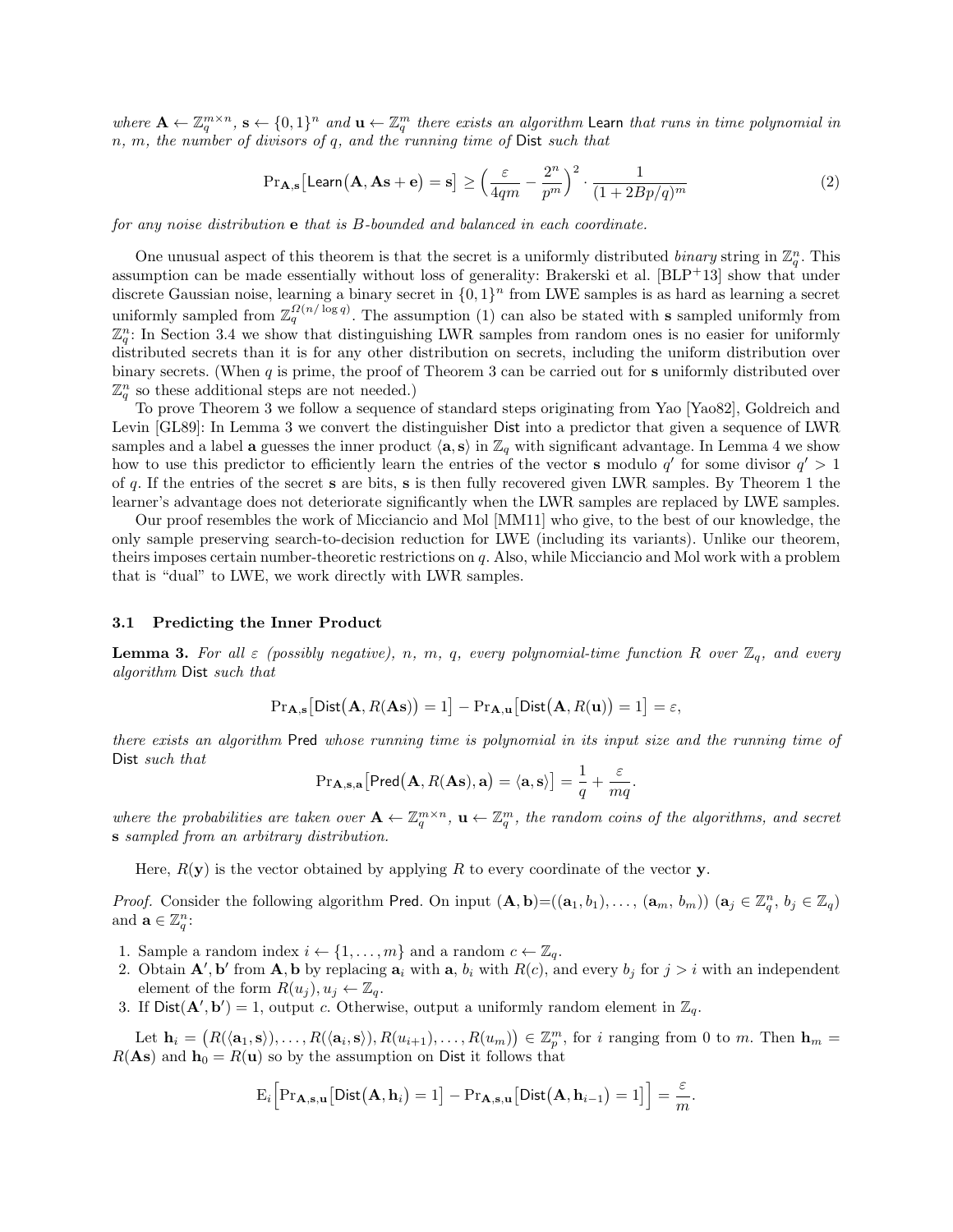*where* $\mathbf{A} \leftarrow \mathbb{Z}_q^{m\times n}$, $\mathbf{s} \leftarrow \{0,1\}^n$ *and* $\mathbf{u} \leftarrow \mathbb{Z}_q^m$ *there exists an algorithm* Learn *that runs in time polynomial in* $n$*,* $m$*, the number of divisors of* $q$*, and the running time of* Dist *such that*

$$\Pr_{\mathbf{A},\mathbf{s}}\big[\mathsf{Learn}\big(\mathbf{A}, \mathbf{A}\mathbf{s}+\mathbf{e}\big) = \mathbf{s}\big] \geq \Big(\frac{\varepsilon}{4qm} - \frac{2^n}{p^m}\Big)^2 \cdot \frac{1}{(1+2Bp/q)^m} \tag{2}$$

*for any noise distribution* $\mathbf{e}$ *that is* $B$*-bounded and balanced in each coordinate.*

One unusual aspect of this theorem is that the secret is a uniformly distributed *binary* string in $\mathbb{Z}_q^n$. This assumption can be made essentially without loss of generality: Brakerski et al. [BLP+13] show that under discrete Gaussian noise, learning a binary secret in $\{0,1\}^n$ from LWE samples is as hard as learning a secret uniformly sampled from $\mathbb{Z}_q^{\Omega(n/\log q)}$. The assumption (1) can also be stated with $\mathbf{s}$ sampled uniformly from $\mathbb{Z}_q^n$: In Section 3.4 we show that distinguishing LWR samples from random ones is no easier for uniformly distributed secrets than it is for any other distribution on secrets, including the uniform distribution over binary secrets. (When $q$ is prime, the proof of Theorem 3 can be carried out for $\mathbf{s}$ uniformly distributed over $\mathbb{Z}_q^n$ so these additional steps are not needed.)

To prove Theorem 3 we follow a sequence of standard steps originating from Yao [Yao82], Goldreich and Levin [GL89]: In Lemma 3 we convert the distinguisher Dist into a predictor that given a sequence of LWR samples and a label $\mathbf{a}$ guesses the inner product $\langle \mathbf{a}, \mathbf{s}\rangle$ in $\mathbb{Z}_q$ with significant advantage. In Lemma 4 we show how to use this predictor to efficiently learn the entries of the vector $\mathbf{s}$ modulo $q'$ for some divisor $q' > 1$ of $q$. If the entries of the secret $\mathbf{s}$ are bits, $\mathbf{s}$ is then fully recovered given LWR samples. By Theorem 1 the learner's advantage does not deteriorate significantly when the LWR samples are replaced by LWE samples.

Our proof resembles the work of Micciancio and Mol [MM11] who give, to the best of our knowledge, the only sample preserving search-to-decision reduction for LWE (including its variants). Unlike our theorem, theirs imposes certain number-theoretic restrictions on $q$. Also, while Micciancio and Mol work with a problem that is "dual" to LWE, we work directly with LWR samples.

### 3.1 Predicting the Inner Product

**Lemma 3.** *For all* $\varepsilon$ *(possibly negative),* $n$*,* $m$*,* $q$*, every polynomial-time function* $R$ *over* $\mathbb{Z}_q$*, and every algorithm* Dist *such that*

$$\Pr_{\mathbf{A},\mathbf{s}}\big[\mathsf{Dist}\big(\mathbf{A}, R(\mathbf{A}\mathbf{s})\big) = 1\big] - \Pr_{\mathbf{A},\mathbf{u}}\big[\mathsf{Dist}\big(\mathbf{A}, R(\mathbf{u})\big) = 1\big] = \varepsilon,$$

*there exists an algorithm* Pred *whose running time is polynomial in its input size and the running time of* Dist *such that*

$$\Pr_{\mathbf{A},\mathbf{s},\mathbf{a}}\big[\mathsf{Pred}\big(\mathbf{A}, R(\mathbf{A}\mathbf{s}), \mathbf{a}\big) = \langle \mathbf{a}, \mathbf{s}\rangle\big] = \frac{1}{q} + \frac{\varepsilon}{mq}.$$

*where the probabilities are taken over* $\mathbf{A} \leftarrow \mathbb{Z}_q^{m\times n}$*,* $\mathbf{u} \leftarrow \mathbb{Z}_q^m$*, the random coins of the algorithms, and secret* $\mathbf{s}$ *sampled from an arbitrary distribution.*

Here, $R(\mathbf{y})$ is the vector obtained by applying $R$ to every coordinate of the vector $\mathbf{y}$.

*Proof.* Consider the following algorithm Pred. On input $(\mathbf{A}, \mathbf{b}) = ((\mathbf{a}_1, b_1), \ldots, (\mathbf{a}_m, b_m))$ $(\mathbf{a}_j \in \mathbb{Z}_q^n, b_j \in \mathbb{Z}_q)$ and $\mathbf{a} \in \mathbb{Z}_q^n$:

1. Sample a random index $i \leftarrow \{1, \ldots, m\}$ and a random $c \leftarrow \mathbb{Z}_q$.
2. Obtain $\mathbf{A}', \mathbf{b}'$ from $\mathbf{A}, \mathbf{b}$ by replacing $\mathbf{a}_i$ with $\mathbf{a}$, $b_i$ with $R(c)$, and every $b_j$ for $j > i$ with an independent element of the form $R(u_j), u_j \leftarrow \mathbb{Z}_q$.
3. If $\mathsf{Dist}(\mathbf{A}', \mathbf{b}') = 1$, output $c$. Otherwise, output a uniformly random element in $\mathbb{Z}_q$.

Let $\mathbf{h}_i = \big(R(\langle \mathbf{a}_1, \mathbf{s}\rangle), \ldots, R(\langle \mathbf{a}_i, \mathbf{s}\rangle), R(u_{i+1}), \ldots, R(u_m)\big) \in \mathbb{Z}_p^m$, for $i$ ranging from 0 to $m$. Then $\mathbf{h}_m = R(\mathbf{A}\mathbf{s})$ and $\mathbf{h}_0 = R(\mathbf{u})$ so by the assumption on Dist it follows that

$$\mathrm{E}_i\Big[\Pr_{\mathbf{A},\mathbf{s},\mathbf{u}}\big[\mathsf{Dist}\big(\mathbf{A}, \mathbf{h}_i\big) = 1\big] - \Pr_{\mathbf{A},\mathbf{s},\mathbf{u}}\big[\mathsf{Dist}\big(\mathbf{A}, \mathbf{h}_{i-1}\big) = 1\big]\Big] = \frac{\varepsilon}{m}.$$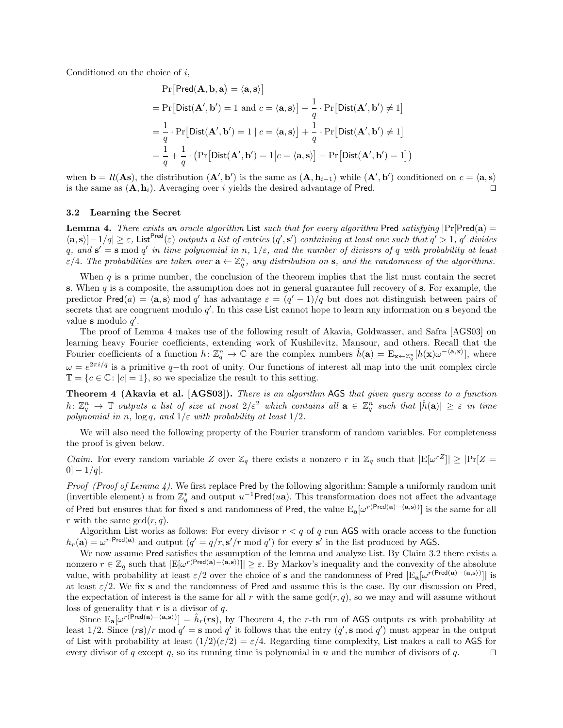Conditioned on the choice of $i$,

$$
\begin{aligned}
&\Pr\big[\mathsf{Pred}(\mathbf{A}, \mathbf{b}, \mathbf{a}) = \langle \mathbf{a}, \mathbf{s} \rangle\big] \\
&= \Pr\big[\mathsf{Dist}(\mathbf{A}', \mathbf{b}') = 1 \text{ and } c = \langle \mathbf{a}, \mathbf{s} \rangle\big] + \frac{1}{q} \cdot \Pr\big[\mathsf{Dist}(\mathbf{A}', \mathbf{b}') \neq 1\big] \\
&= \frac{1}{q} \cdot \Pr\big[\mathsf{Dist}(\mathbf{A}', \mathbf{b}') = 1 \mid c = \langle \mathbf{a}, \mathbf{s} \rangle\big] + \frac{1}{q} \cdot \Pr\big[\mathsf{Dist}(\mathbf{A}', \mathbf{b}') \neq 1\big] \\
&= \frac{1}{q} + \frac{1}{q} \cdot \big(\Pr\big[\mathsf{Dist}(\mathbf{A}', \mathbf{b}') = 1 \big| c = \langle \mathbf{a}, \mathbf{s} \rangle\big] - \Pr\big[\mathsf{Dist}(\mathbf{A}', \mathbf{b}') = 1\big]\big)
\end{aligned}
$$

when $\mathbf{b} = R(\mathbf{A}\mathbf{s})$, the distribution $(\mathbf{A}', \mathbf{b}')$ is the same as $(\mathbf{A}, \mathbf{h}_{i-1})$ while $(\mathbf{A}', \mathbf{b}')$ conditioned on $c = \langle \mathbf{a}, \mathbf{s} \rangle$ is the same as $(\mathbf{A}, \mathbf{h}_i)$. Averaging over $i$ yields the desired advantage of $\mathsf{Pred}$. □

### 3.2 Learning the Secret

**Lemma 4.** *There exists an oracle algorithm* $\mathsf{List}$ *such that for every algorithm* $\mathsf{Pred}$ *satisfying* $|\Pr[\mathsf{Pred}(\mathbf{a}) = \langle \mathbf{a}, \mathbf{s} \rangle] - 1/q| \geq \varepsilon$, $\mathsf{List}^{\mathsf{Pred}}(\varepsilon)$ *outputs a list of entries* $(q', \mathbf{s}')$ *containing at least one such that* $q' > 1$, $q'$ *divides* $q$, *and* $\mathbf{s}' = \mathbf{s} \bmod q'$ *in time polynomial in* $n$, $1/\varepsilon$, *and the number of divisors of* $q$ *with probability at least* $\varepsilon/4$. *The probabilities are taken over* $\mathbf{a} \leftarrow \mathbb{Z}_q^n$, *any distribution on* $\mathbf{s}$, *and the randomness of the algorithms.*

When $q$ is a prime number, the conclusion of the theorem implies that the list must contain the secret $\mathbf{s}$. When $q$ is a composite, the assumption does not in general guarantee full recovery of $\mathbf{s}$. For example, the predictor $\mathsf{Pred}(a) = \langle \mathbf{a}, \mathbf{s} \rangle \bmod q'$ has advantage $\varepsilon = (q'-1)/q$ but does not distinguish between pairs of secrets that are congruent modulo $q'$. In this case $\mathsf{List}$ cannot hope to learn any information on $\mathbf{s}$ beyond the value $\mathbf{s}$ modulo $q'$.

The proof of Lemma 4 makes use of the following result of Akavia, Goldwasser, and Safra [AGS03] on learning heavy Fourier coefficients, extending work of Kushilevitz, Mansour, and others. Recall that the Fourier coefficients of a function $h\colon \mathbb{Z}_q^n \to \mathbb{C}$ are the complex numbers $\hat{h}(\mathbf{a}) = \mathrm{E}_{\mathbf{x} \leftarrow \mathbb{Z}_q^n}[h(\mathbf{x})\omega^{-\langle \mathbf{a}, \mathbf{x} \rangle}]$, where $\omega = e^{2\pi i/q}$ is a primitive $q-$th root of unity. Our functions of interest all map into the unit complex circle $\mathbb{T} = \{c \in \mathbb{C} \colon |c| = 1\}$, so we specialize the result to this setting.

**Theorem 4 (Akavia et al. [AGS03]).** *There is an algorithm* $\mathsf{AGS}$ *that given query access to a function* $h\colon \mathbb{Z}_q^n \to \mathbb{T}$ *outputs a list of size at most* $2/\varepsilon^2$ *which contains all* $\mathbf{a} \in \mathbb{Z}_q^n$ *such that* $|\hat{h}(\mathbf{a})| \geq \varepsilon$ *in time polynomial in* $n$, $\log q$, *and* $1/\varepsilon$ *with probability at least* $1/2$.

We will also need the following property of the Fourier transform of random variables. For completeness the proof is given below.

*Claim.* For every random variable $Z$ over $\mathbb{Z}_q$ there exists a nonzero $r$ in $\mathbb{Z}_q$ such that $|\mathrm{E}[\omega^{rZ}]| \geq |\Pr[Z = 0] - 1/q|$.

*Proof (Proof of Lemma 4).* We first replace $\mathsf{Pred}$ by the following algorithm: Sample a uniformly random unit (invertible element) $u$ from $\mathbb{Z}_q^*$ and output $u^{-1}\mathsf{Pred}(u\mathbf{a})$. This transformation does not affect the advantage of $\mathsf{Pred}$ but ensures that for fixed $\mathbf{s}$ and randomness of $\mathsf{Pred}$, the value $\mathrm{E}_{\mathbf{a}}[\omega^{r(\mathsf{Pred}(\mathbf{a}) - \langle \mathbf{a}, \mathbf{s} \rangle)}]$ is the same for all $r$ with the same $\gcd(r, q)$.

Algorithm $\mathsf{List}$ works as follows: For every divisor $r < q$ of $q$ run $\mathsf{AGS}$ with oracle access to the function $h_r(\mathbf{a}) = \omega^{r \cdot \mathsf{Pred}(\mathbf{a})}$ and output $(q' = q/r, \mathbf{s}'/r \bmod q')$ for every $\mathbf{s}'$ in the list produced by $\mathsf{AGS}$.

We now assume $\mathsf{Pred}$ satisfies the assumption of the lemma and analyze $\mathsf{List}$. By Claim 3.2 there exists a nonzero $r \in \mathbb{Z}_q$ such that $|\mathrm{E}[\omega^{r(\mathsf{Pred}(\mathbf{a}) - \langle \mathbf{a}, \mathbf{s} \rangle)}]| \geq \varepsilon$. By Markov's inequality and the convexity of the absolute value, with probability at least $\varepsilon/2$ over the choice of $\mathbf{s}$ and the randomness of $\mathsf{Pred}$ $|\mathrm{E}_{\mathbf{a}}[\omega^{r(\mathsf{Pred}(\mathbf{a}) - \langle \mathbf{a}, \mathbf{s} \rangle)}]|$ is at least $\varepsilon/2$. We fix $\mathbf{s}$ and the randomness of $\mathsf{Pred}$ and assume this is the case. By our discussion on $\mathsf{Pred}$, the expectation of interest is the same for all $r$ with the same $\gcd(r, q)$, so we may and will assume without loss of generality that $r$ is a divisor of $q$.

Since $\mathrm{E}_{\mathbf{a}}[\omega^{r(\mathsf{Pred}(\mathbf{a}) - \langle \mathbf{a}, \mathbf{s} \rangle)}] = \hat{h}_r(r\mathbf{s})$, by Theorem 4, the $r$-th run of $\mathsf{AGS}$ outputs $r\mathbf{s}$ with probability at least $1/2$. Since $(r\mathbf{s})/r \bmod q' = \mathbf{s} \bmod q'$ it follows that the entry $(q', \mathbf{s} \bmod q')$ must appear in the output of $\mathsf{List}$ with probability at least $(1/2)(\varepsilon/2) = \varepsilon/4$. Regarding time complexity, $\mathsf{List}$ makes a call to $\mathsf{AGS}$ for every divisor of $q$ except $q$, so its running time is polynomial in $n$ and the number of divisors of $q$. □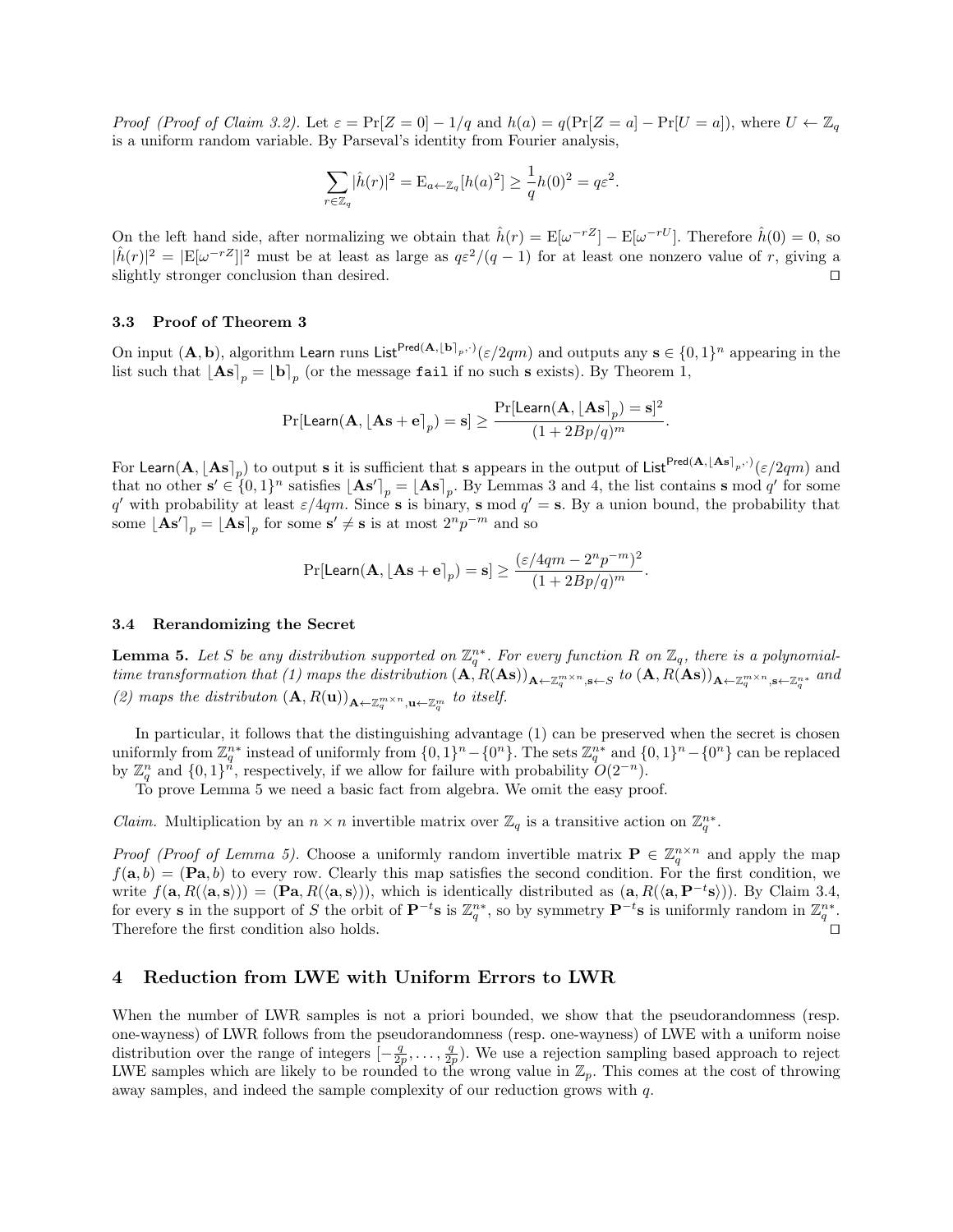*Proof (Proof of Claim 3.2).* Let $\varepsilon = \Pr[Z = 0] - 1/q$ and $h(a) = q(\Pr[Z = a] - \Pr[U = a])$, where $U \leftarrow \mathbb{Z}_q$ is a uniform random variable. By Parseval's identity from Fourier analysis,

$$\sum_{r \in \mathbb{Z}_q} |\hat{h}(r)|^2 = \mathrm{E}_{a \leftarrow \mathbb{Z}_q}[h(a)^2] \geq \frac{1}{q} h(0)^2 = q\varepsilon^2.$$

On the left hand side, after normalizing we obtain that $\hat{h}(r) = \mathrm{E}[\omega^{-rZ}] - \mathrm{E}[\omega^{-rU}]$. Therefore $\hat{h}(0) = 0$, so $|\hat{h}(r)|^2 = |\mathrm{E}[\omega^{-rZ}]|^2$ must be at least as large as $q\varepsilon^2/(q-1)$ for at least one nonzero value of $r$, giving a slightly stronger conclusion than desired. $\square$

### 3.3 Proof of Theorem 3

On input $(\mathbf{A}, \mathbf{b})$, algorithm $\mathsf{Learn}$ runs $\mathsf{List}^{\mathsf{Pred}(\mathbf{A}, \lfloor \mathbf{b} \rceil_p, \cdot)}(\varepsilon/2qm)$ and outputs any $\mathbf{s} \in \{0,1\}^n$ appearing in the list such that $\lfloor \mathbf{As} \rceil_p = \lfloor \mathbf{b} \rceil_p$ (or the message `fail` if no such $\mathbf{s}$ exists). By Theorem 1,

$$\Pr[\mathsf{Learn}(\mathbf{A}, \lfloor \mathbf{As} + \mathbf{e} \rceil_p) = \mathbf{s}] \geq \frac{\Pr[\mathsf{Learn}(\mathbf{A}, \lfloor \mathbf{As} \rceil_p) = \mathbf{s}]^2}{(1 + 2Bp/q)^m}.$$

For $\mathsf{Learn}(\mathbf{A}, \lfloor \mathbf{As} \rceil_p)$ to output $\mathbf{s}$ it is sufficient that $\mathbf{s}$ appears in the output of $\mathsf{List}^{\mathsf{Pred}(\mathbf{A}, \lfloor \mathbf{As} \rceil_p, \cdot)}(\varepsilon/2qm)$ and that no other $\mathbf{s}' \in \{0,1\}^n$ satisfies $\lfloor \mathbf{As}' \rceil_p = \lfloor \mathbf{As} \rceil_p$. By Lemmas 3 and 4, the list contains $\mathbf{s} \bmod q'$ for some $q'$ with probability at least $\varepsilon/4qm$. Since $\mathbf{s}$ is binary, $\mathbf{s} \bmod q' = \mathbf{s}$. By a union bound, the probability that some $\lfloor \mathbf{As}' \rceil_p = \lfloor \mathbf{As} \rceil_p$ for some $\mathbf{s}' \neq \mathbf{s}$ is at most $2^n p^{-m}$ and so

$$\Pr[\mathsf{Learn}(\mathbf{A}, \lfloor \mathbf{As} + \mathbf{e} \rceil_p) = \mathbf{s}] \geq \frac{(\varepsilon/4qm - 2^n p^{-m})^2}{(1 + 2Bp/q)^m}.$$

### 3.4 Rerandomizing the Secret

**Lemma 5.** *Let $S$ be any distribution supported on $\mathbb{Z}_q^{n*}$. For every function $R$ on $\mathbb{Z}_q$, there is a polynomial-time transformation that (1) maps the distribution $(\mathbf{A}, R(\mathbf{As}))_{\mathbf{A} \leftarrow \mathbb{Z}_q^{m \times n}, \mathbf{s} \leftarrow S}$ to $(\mathbf{A}, R(\mathbf{As}))_{\mathbf{A} \leftarrow \mathbb{Z}_q^{m \times n}, \mathbf{s} \leftarrow \mathbb{Z}_q^{n*}}$ and (2) maps the distributon $(\mathbf{A}, R(\mathbf{u}))_{\mathbf{A} \leftarrow \mathbb{Z}_q^{m \times n}, \mathbf{u} \leftarrow \mathbb{Z}_q^m}$ to itself.*

In particular, it follows that the distinguishing advantage (1) can be preserved when the secret is chosen uniformly from $\mathbb{Z}_q^{n*}$ instead of uniformly from $\{0,1\}^n - \{0^n\}$. The sets $\mathbb{Z}_q^{n*}$ and $\{0,1\}^n - \{0^n\}$ can be replaced by $\mathbb{Z}_q^n$ and $\{0,1\}^n$, respectively, if we allow for failure with probability $O(2^{-n})$.

To prove Lemma 5 we need a basic fact from algebra. We omit the easy proof.

*Claim.* Multiplication by an $n \times n$ invertible matrix over $\mathbb{Z}_q$ is a transitive action on $\mathbb{Z}_q^{n*}$.

*Proof (Proof of Lemma 5).* Choose a uniformly random invertible matrix $\mathbf{P} \in \mathbb{Z}_q^{n \times n}$ and apply the map $f(\mathbf{a}, b) = (\mathbf{Pa}, b)$ to every row. Clearly this map satisfies the second condition. For the first condition, we write $f(\mathbf{a}, R(\langle \mathbf{a}, \mathbf{s} \rangle)) = (\mathbf{Pa}, R(\langle \mathbf{a}, \mathbf{s} \rangle))$, which is identically distributed as $(\mathbf{a}, R(\langle \mathbf{a}, \mathbf{P}^{-t}\mathbf{s} \rangle))$. By Claim 3.4, for every $\mathbf{s}$ in the support of $S$ the orbit of $\mathbf{P}^{-t}\mathbf{s}$ is $\mathbb{Z}_q^{n*}$, so by symmetry $\mathbf{P}^{-t}\mathbf{s}$ is uniformly random in $\mathbb{Z}_q^{n*}$. Therefore the first condition also holds. $\square$

## 4 Reduction from LWE with Uniform Errors to LWR

When the number of LWR samples is not a priori bounded, we show that the pseudorandomness (resp. one-wayness) of LWR follows from the pseudorandomness (resp. one-wayness) of LWE with a uniform noise distribution over the range of integers $[-\frac{q}{2p}, \ldots, \frac{q}{2p})$. We use a rejection sampling based approach to reject LWE samples which are likely to be rounded to the wrong value in $\mathbb{Z}_p$. This comes at the cost of throwing away samples, and indeed the sample complexity of our reduction grows with $q$.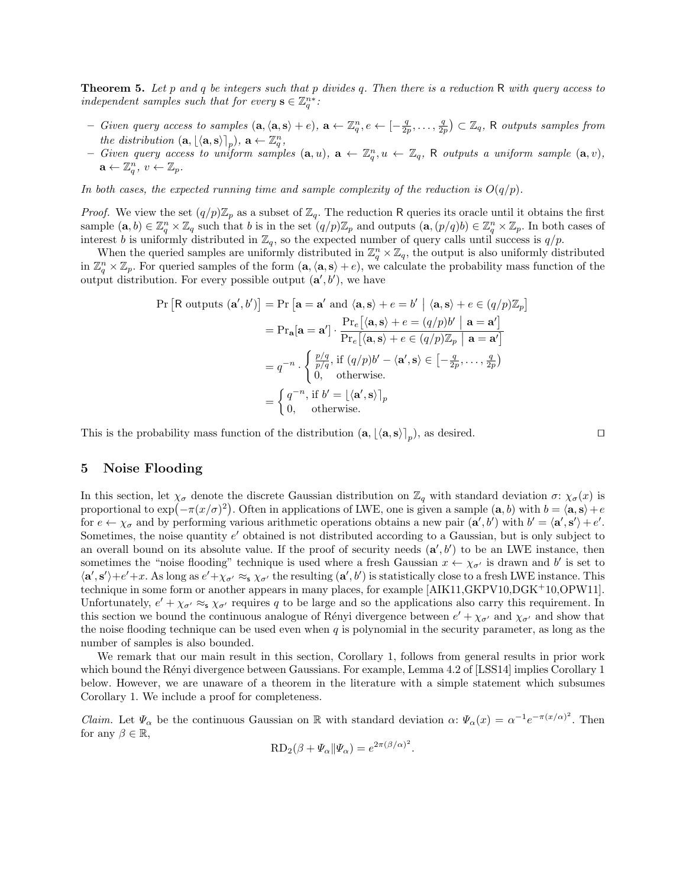**Theorem 5.** *Let $p$ and $q$ be integers such that $p$ divides $q$. Then there is a reduction $\mathsf{R}$ with query access to independent samples such that for every $\mathbf{s} \in \mathbb{Z}_q^{n*}$:*

- *Given query access to samples $(\mathbf{a}, \langle \mathbf{a}, \mathbf{s} \rangle + e)$, $\mathbf{a} \leftarrow \mathbb{Z}_q^n, e \leftarrow [-\frac{q}{2p}, \dots, \frac{q}{2p}) \subset \mathbb{Z}_q$, $\mathsf{R}$ outputs samples from the distribution $(\mathbf{a}, \lfloor \langle \mathbf{a}, \mathbf{s} \rangle \rceil_p)$, $\mathbf{a} \leftarrow \mathbb{Z}_q^n$,*
- *Given query access to uniform samples $(\mathbf{a}, u)$, $\mathbf{a} \leftarrow \mathbb{Z}_q^n, u \leftarrow \mathbb{Z}_q$, $\mathsf{R}$ outputs a uniform sample $(\mathbf{a}, v)$, $\mathbf{a} \leftarrow \mathbb{Z}_q^n$, $v \leftarrow \mathbb{Z}_p$.*

*In both cases, the expected running time and sample complexity of the reduction is $O(q/p)$.*

*Proof.* We view the set $(q/p)\mathbb{Z}_p$ as a subset of $\mathbb{Z}_q$. The reduction $\mathsf{R}$ queries its oracle until it obtains the first sample $(\mathbf{a}, b) \in \mathbb{Z}_q^n \times \mathbb{Z}_q$ such that $b$ is in the set $(q/p)\mathbb{Z}_p$ and outputs $(\mathbf{a}, (p/q)b) \in \mathbb{Z}_q^n \times \mathbb{Z}_p$. In both cases of interest $b$ is uniformly distributed in $\mathbb{Z}_q$, so the expected number of query calls until success is $q/p$.

When the queried samples are uniformly distributed in $\mathbb{Z}_q^n \times \mathbb{Z}_q$, the output is also uniformly distributed in $\mathbb{Z}_q^n \times \mathbb{Z}_p$. For queried samples of the form $(\mathbf{a}, \langle \mathbf{a}, \mathbf{s} \rangle + e)$, we calculate the probability mass function of the output distribution. For every possible output $(\mathbf{a}', b')$, we have

$$
\begin{aligned}
\Pr\left[\mathsf{R} \text{ outputs } (\mathbf{a}', b')\right] &= \Pr\left[\mathbf{a} = \mathbf{a}' \text{ and } \langle \mathbf{a}, \mathbf{s} \rangle + e = b' \;\middle|\; \langle \mathbf{a}, \mathbf{s} \rangle + e \in (q/p)\mathbb{Z}_p\right] \\
&= \Pr_{\mathbf{a}}[\mathbf{a} = \mathbf{a}'] \cdot \frac{\Pr_e\left[\langle \mathbf{a}, \mathbf{s} \rangle + e = (q/p)b' \;\middle|\; \mathbf{a} = \mathbf{a}'\right]}{\Pr_e\left[\langle \mathbf{a}, \mathbf{s} \rangle + e \in (q/p)\mathbb{Z}_p \;\middle|\; \mathbf{a} = \mathbf{a}'\right]} \\
&= q^{-n} \cdot \begin{cases} \frac{p/q}{p/q}, & \text{if } (q/p)b' - \langle \mathbf{a}', \mathbf{s} \rangle \in \left[-\frac{q}{2p}, \dots, \frac{q}{2p}\right) \\ 0, & \text{otherwise.} \end{cases} \\
&= \begin{cases} q^{-n}, & \text{if } b' = \lfloor \langle \mathbf{a}', \mathbf{s} \rangle \rceil_p \\ 0, & \text{otherwise.} \end{cases}
\end{aligned}
$$

This is the probability mass function of the distribution $(\mathbf{a}, \lfloor \langle \mathbf{a}, \mathbf{s} \rangle \rceil_p)$, as desired. ◻

## 5 Noise Flooding

In this section, let $\chi_\sigma$ denote the discrete Gaussian distribution on $\mathbb{Z}_q$ with standard deviation $\sigma$: $\chi_\sigma(x)$ is proportional to $\exp(-\pi(x/\sigma)^2)$. Often in applications of LWE, one is given a sample $(\mathbf{a}, b)$ with $b = \langle \mathbf{a}, \mathbf{s} \rangle + e$ for $e \leftarrow \chi_\sigma$ and by performing various arithmetic operations obtains a new pair $(\mathbf{a}', b')$ with $b' = \langle \mathbf{a}', \mathbf{s}' \rangle + e'$. Sometimes, the noise quantity $e'$ obtained is not distributed according to a Gaussian, but is only subject to an overall bound on its absolute value. If the proof of security needs $(\mathbf{a}', b')$ to be an LWE instance, then sometimes the "noise flooding" technique is used where a fresh Gaussian $x \leftarrow \chi_{\sigma'}$ is drawn and $b'$ is set to $\langle \mathbf{a}', \mathbf{s}' \rangle + e' + x$. As long as $e' + \chi_{\sigma'} \approx_{\mathsf{s}} \chi_{\sigma'}$ the resulting $(\mathbf{a}', b')$ is statistically close to a fresh LWE instance. This technique in some form or another appears in many places, for example [AIK11, GKPV10, DGK+10, OPW11]. Unfortunately, $e' + \chi_{\sigma'} \approx_{\mathsf{s}} \chi_{\sigma'}$ requires $q$ to be large and so the applications also carry this requirement. In this section we bound the continuous analogue of Rényi divergence between $e' + \chi_{\sigma'}$ and $\chi_{\sigma'}$ and show that the noise flooding technique can be used even when $q$ is polynomial in the security parameter, as long as the number of samples is also bounded.

We remark that our main result in this section, Corollary 1, follows from general results in prior work which bound the Rényi divergence between Gaussians. For example, Lemma 4.2 of [LSS14] implies Corollary 1 below. However, we are unaware of a theorem in the literature with a simple statement which subsumes Corollary 1. We include a proof for completeness.

*Claim.* Let $\Psi_\alpha$ be the continuous Gaussian on $\mathbb{R}$ with standard deviation $\alpha$: $\Psi_\alpha(x) = \alpha^{-1} e^{-\pi(x/\alpha)^2}$. Then for any $\beta \in \mathbb{R}$,

$$
\mathrm{RD}_2(\beta + \Psi_\alpha \| \Psi_\alpha) = e^{2\pi(\beta/\alpha)^2}.
$$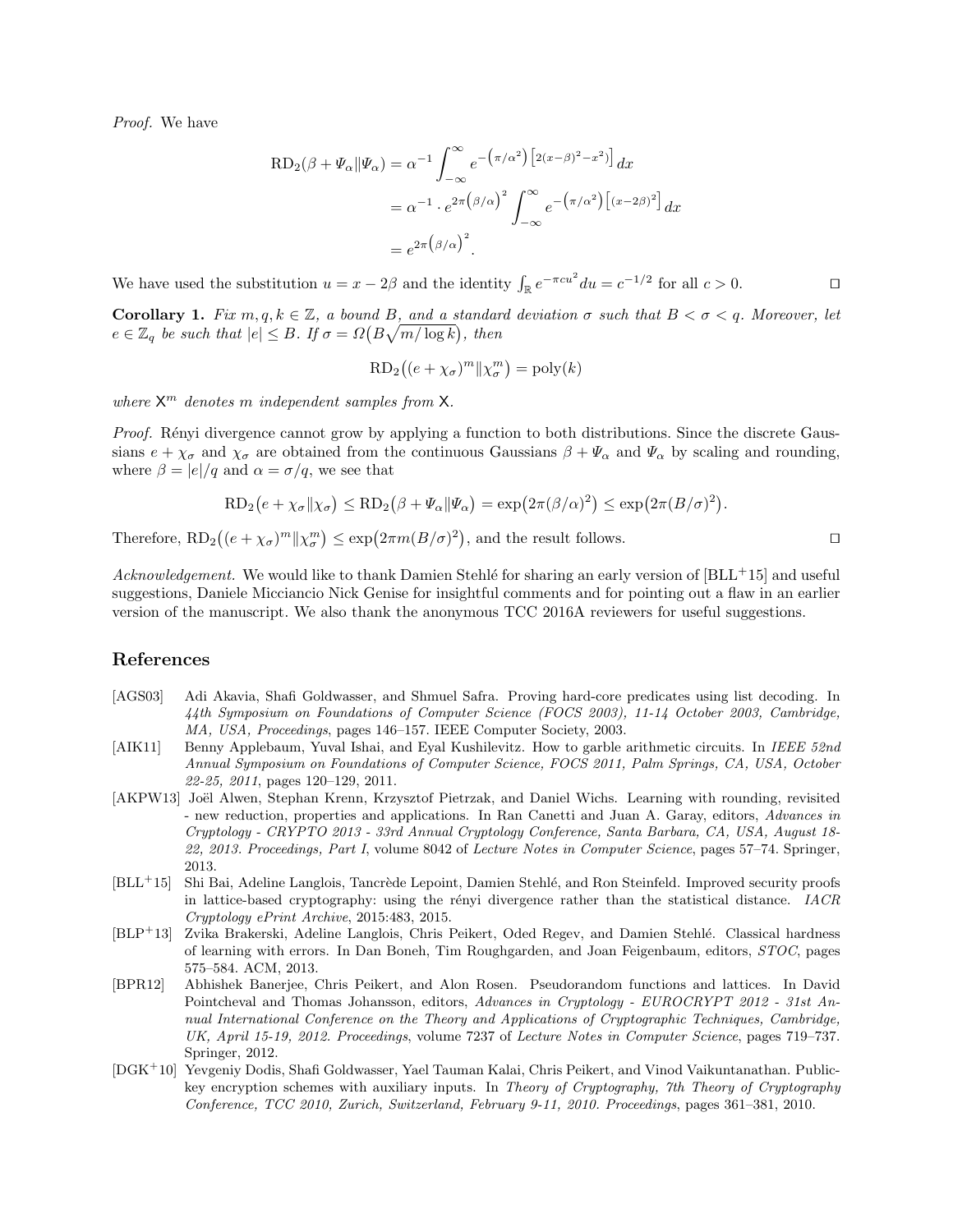*Proof.* We have

$$\begin{aligned}
\mathrm{RD}_2(\beta + \Psi_\alpha \| \Psi_\alpha) &= \alpha^{-1} \int_{-\infty}^{\infty} e^{-\left(\pi/\alpha^2\right)\left[2(x-\beta)^2 - x^2\right]} dx \\
&= \alpha^{-1} \cdot e^{2\pi\left(\beta/\alpha\right)^2} \int_{-\infty}^{\infty} e^{-\left(\pi/\alpha^2\right)\left[(x-2\beta)^2\right]} dx \\
&= e^{2\pi\left(\beta/\alpha\right)^2}.
\end{aligned}$$

We have used the substitution $u = x - 2\beta$ and the identity $\int_{\mathbb{R}} e^{-\pi c u^2} du = c^{-1/2}$ for all $c > 0$. ◻

**Corollary 1.** *Fix $m, q, k \in \mathbb{Z}$, a bound $B$, and a standard deviation $\sigma$ such that $B < \sigma < q$. Moreover, let $e \in \mathbb{Z}_q$ be such that $|e| \leq B$. If $\sigma = \Omega\big(B\sqrt{m/\log k}\big)$, then*

$$\mathrm{RD}_2\big((e + \chi_\sigma)^m \| \chi_\sigma^m\big) = \mathrm{poly}(k)$$

*where $\mathsf{X}^m$ denotes $m$ independent samples from $\mathsf{X}$.*

*Proof.* Rényi divergence cannot grow by applying a function to both distributions. Since the discrete Gaussians $e + \chi_\sigma$ and $\chi_\sigma$ are obtained from the continuous Gaussians $\beta + \Psi_\alpha$ and $\Psi_\alpha$ by scaling and rounding, where $\beta = |e|/q$ and $\alpha = \sigma/q$, we see that

$$\mathrm{RD}_2\big(e + \chi_\sigma \| \chi_\sigma\big) \leq \mathrm{RD}_2\big(\beta + \Psi_\alpha \| \Psi_\alpha\big) = \exp\big(2\pi(\beta/\alpha)^2\big) \leq \exp\big(2\pi(B/\sigma)^2\big).$$

Therefore, $\mathrm{RD}_2\big((e + \chi_\sigma)^m \| \chi_\sigma^m\big) \leq \exp\big(2\pi m(B/\sigma)^2\big)$, and the result follows. ◻

*Acknowledgement.* We would like to thank Damien Stehlé for sharing an early version of [BLL+15] and useful suggestions, Daniele Micciancio Nick Genise for insightful comments and for pointing out a flaw in an earlier version of the manuscript. We also thank the anonymous TCC 2016A reviewers for useful suggestions.

## References

- [AGS03] Adi Akavia, Shafi Goldwasser, and Shmuel Safra. Proving hard-core predicates using list decoding. In *44th Symposium on Foundations of Computer Science (FOCS 2003), 11-14 October 2003, Cambridge, MA, USA, Proceedings*, pages 146–157. IEEE Computer Society, 2003.
- [AIK11] Benny Applebaum, Yuval Ishai, and Eyal Kushilevitz. How to garble arithmetic circuits. In *IEEE 52nd Annual Symposium on Foundations of Computer Science, FOCS 2011, Palm Springs, CA, USA, October 22-25, 2011*, pages 120–129, 2011.
- [AKPW13] Joël Alwen, Stephan Krenn, Krzysztof Pietrzak, and Daniel Wichs. Learning with rounding, revisited - new reduction, properties and applications. In Ran Canetti and Juan A. Garay, editors, *Advances in Cryptology - CRYPTO 2013 - 33rd Annual Cryptology Conference, Santa Barbara, CA, USA, August 18-22, 2013. Proceedings, Part I*, volume 8042 of *Lecture Notes in Computer Science*, pages 57–74. Springer, 2013.
- [BLL+15] Shi Bai, Adeline Langlois, Tancrède Lepoint, Damien Stehlé, and Ron Steinfeld. Improved security proofs in lattice-based cryptography: using the rényi divergence rather than the statistical distance. *IACR Cryptology ePrint Archive*, 2015:483, 2015.
- [BLP+13] Zvika Brakerski, Adeline Langlois, Chris Peikert, Oded Regev, and Damien Stehlé. Classical hardness of learning with errors. In Dan Boneh, Tim Roughgarden, and Joan Feigenbaum, editors, *STOC*, pages 575–584. ACM, 2013.
- [BPR12] Abhishek Banerjee, Chris Peikert, and Alon Rosen. Pseudorandom functions and lattices. In David Pointcheval and Thomas Johansson, editors, *Advances in Cryptology - EUROCRYPT 2012 - 31st Annual International Conference on the Theory and Applications of Cryptographic Techniques, Cambridge, UK, April 15-19, 2012. Proceedings*, volume 7237 of *Lecture Notes in Computer Science*, pages 719–737. Springer, 2012.
- [DGK+10] Yevgeniy Dodis, Shafi Goldwasser, Yael Tauman Kalai, Chris Peikert, and Vinod Vaikuntanathan. Public-key encryption schemes with auxiliary inputs. In *Theory of Cryptography, 7th Theory of Cryptography Conference, TCC 2010, Zurich, Switzerland, February 9-11, 2010. Proceedings*, pages 361–381, 2010.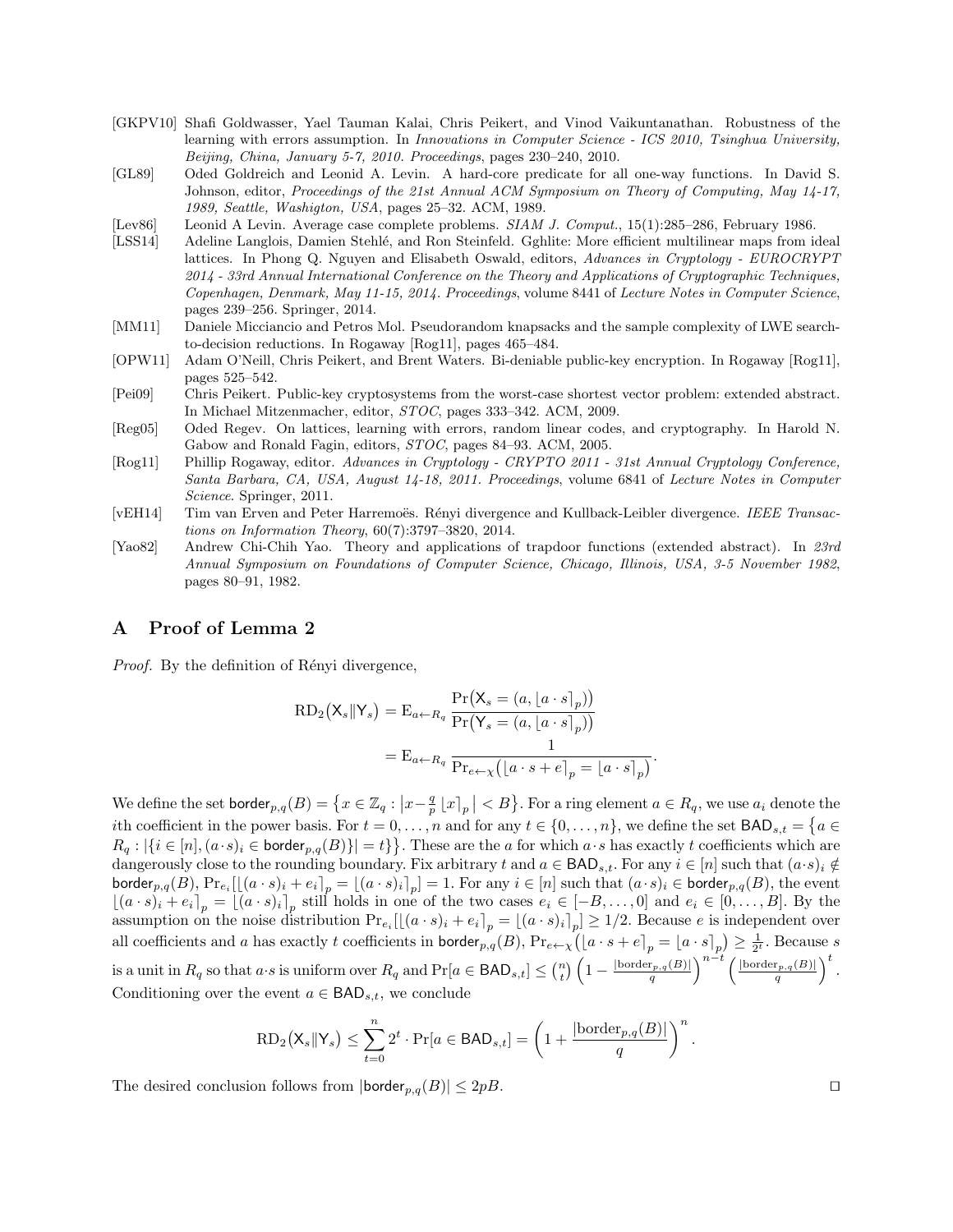[GKPV10] Shafi Goldwasser, Yael Tauman Kalai, Chris Peikert, and Vinod Vaikuntanathan. Robustness of the learning with errors assumption. In *Innovations in Computer Science - ICS 2010, Tsinghua University, Beijing, China, January 5-7, 2010. Proceedings*, pages 230–240, 2010.

[GL89] Oded Goldreich and Leonid A. Levin. A hard-core predicate for all one-way functions. In David S. Johnson, editor, *Proceedings of the 21st Annual ACM Symposium on Theory of Computing, May 14-17, 1989, Seattle, Washigton, USA*, pages 25–32. ACM, 1989.

[Lev86] Leonid A Levin. Average case complete problems. *SIAM J. Comput.*, 15(1):285–286, February 1986.

[LSS14] Adeline Langlois, Damien Stehlé, and Ron Steinfeld. Gghlite: More efficient multilinear maps from ideal lattices. In Phong Q. Nguyen and Elisabeth Oswald, editors, *Advances in Cryptology - EUROCRYPT 2014 - 33rd Annual International Conference on the Theory and Applications of Cryptographic Techniques, Copenhagen, Denmark, May 11-15, 2014. Proceedings*, volume 8441 of *Lecture Notes in Computer Science*, pages 239–256. Springer, 2014.

[MM11] Daniele Micciancio and Petros Mol. Pseudorandom knapsacks and the sample complexity of LWE search-to-decision reductions. In Rogaway [Rog11], pages 465–484.

[OPW11] Adam O'Neill, Chris Peikert, and Brent Waters. Bi-deniable public-key encryption. In Rogaway [Rog11], pages 525–542.

[Pei09] Chris Peikert. Public-key cryptosystems from the worst-case shortest vector problem: extended abstract. In Michael Mitzenmacher, editor, *STOC*, pages 333–342. ACM, 2009.

[Reg05] Oded Regev. On lattices, learning with errors, random linear codes, and cryptography. In Harold N. Gabow and Ronald Fagin, editors, *STOC*, pages 84–93. ACM, 2005.

[Rog11] Phillip Rogaway, editor. *Advances in Cryptology - CRYPTO 2011 - 31st Annual Cryptology Conference, Santa Barbara, CA, USA, August 14-18, 2011. Proceedings*, volume 6841 of *Lecture Notes in Computer Science*. Springer, 2011.

[vEH14] Tim van Erven and Peter Harremoës. Rényi divergence and Kullback-Leibler divergence. *IEEE Transactions on Information Theory*, 60(7):3797–3820, 2014.

[Yao82] Andrew Chi-Chih Yao. Theory and applications of trapdoor functions (extended abstract). In *23rd Annual Symposium on Foundations of Computer Science, Chicago, Illinois, USA, 3-5 November 1982*, pages 80–91, 1982.

# A Proof of Lemma 2

*Proof.* By the definition of Rényi divergence,

$$\begin{aligned}
\mathrm{RD}_2\big(\mathsf{X}_s \| \mathsf{Y}_s\big) &= \mathrm{E}_{a \leftarrow R_q} \frac{\Pr\big(\mathsf{X}_s = (a, \lfloor a \cdot s \rceil_p)\big)}{\Pr\big(\mathsf{Y}_s = (a, \lfloor a \cdot s \rceil_p)\big)} \\
&= \mathrm{E}_{a \leftarrow R_q} \frac{1}{\Pr_{e \leftarrow \chi}\big(\lfloor a \cdot s + e \rceil_p = \lfloor a \cdot s \rceil_p\big)}.
\end{aligned}$$

We define the set $\mathsf{border}_{p,q}(B) = \big\{x \in \mathbb{Z}_q : \big|x - \frac{q}{p} \lfloor x \rceil_p \big| < B\big\}$. For a ring element $a \in R_q$, we use $a_i$ denote the $i$th coefficient in the power basis. For $t = 0, \ldots, n$ and for any $t \in \{0, \ldots, n\}$, we define the set $\mathsf{BAD}_{s,t} = \big\{a \in R_q : |\{i \in [n], (a \cdot s)_i \in \mathsf{border}_{p,q}(B)\}| = t\big\}$. These are the $a$ for which $a \cdot s$ has exactly $t$ coefficients which are dangerously close to the rounding boundary. Fix arbitrary $t$ and $a \in \mathsf{BAD}_{s,t}$. For any $i \in [n]$ such that $(a \cdot s)_i \notin \mathsf{border}_{p,q}(B)$, $\Pr_{e_i}[\lfloor (a \cdot s)_i + e_i \rceil_p = \lfloor (a \cdot s)_i \rceil_p] = 1$. For any $i \in [n]$ such that $(a \cdot s)_i \in \mathsf{border}_{p,q}(B)$, the event $\lfloor (a \cdot s)_i + e_i \rceil_p = \lfloor (a \cdot s)_i \rceil_p$ still holds in one of the two cases $e_i \in [-B, \ldots, 0]$ and $e_i \in [0, \ldots, B]$. By the assumption on the noise distribution $\Pr_{e_i}[\lfloor (a \cdot s)_i + e_i \rceil_p = \lfloor (a \cdot s)_i \rceil_p] \geq 1/2$. Because $e$ is independent over all coefficients and $a$ has exactly $t$ coefficients in $\mathsf{border}_{p,q}(B)$, $\Pr_{e \leftarrow \chi}\big(\lfloor a \cdot s + e \rceil_p = \lfloor a \cdot s \rceil_p\big) \geq \frac{1}{2^t}$. Because $s$ is a unit in $R_q$ so that $a \cdot s$ is uniform over $R_q$ and $\Pr[a \in \mathsf{BAD}_{s,t}] \leq \binom{n}{t} \left(1 - \frac{|\mathrm{border}_{p,q}(B)|}{q}\right)^{n-t} \left(\frac{|\mathrm{border}_{p,q}(B)|}{q}\right)^t$. Conditioning over the event $a \in \mathsf{BAD}_{s,t}$, we conclude

$$\mathrm{RD}_2\big(\mathsf{X}_s \| \mathsf{Y}_s\big) \leq \sum_{t=0}^{n} 2^t \cdot \Pr[a \in \mathsf{BAD}_{s,t}] = \left(1 + \frac{|\mathrm{border}_{p,q}(B)|}{q}\right)^n.$$

The desired conclusion follows from $|\mathsf{border}_{p,q}(B)| \leq 2pB$. $\square$